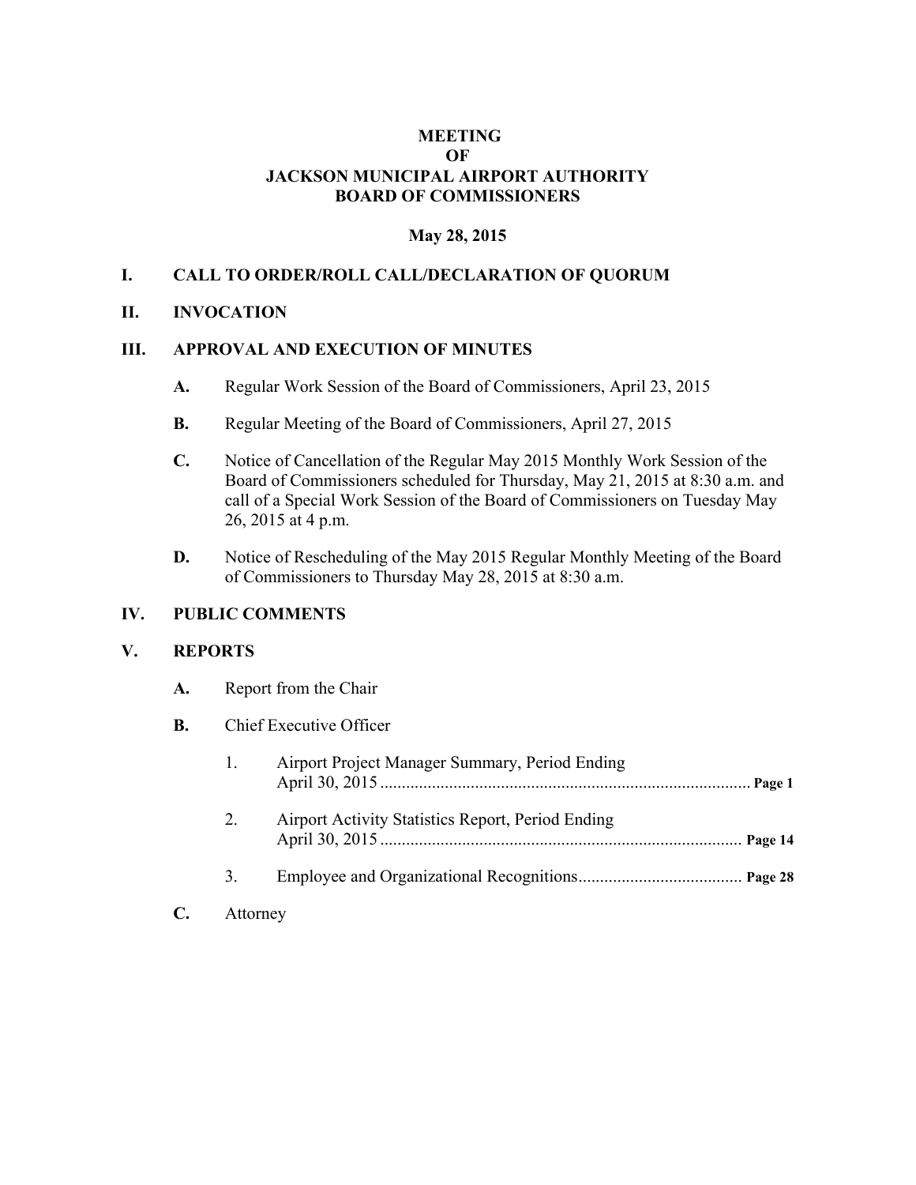# MEETING
# OF
# JACKSON MUNICIPAL AIRPORT AUTHORITY
# BOARD OF COMMISSIONERS

**May 28, 2015**

## I. CALL TO ORDER/ROLL CALL/DECLARATION OF QUORUM

## II. INVOCATION

## III. APPROVAL AND EXECUTION OF MINUTES

**A.** Regular Work Session of the Board of Commissioners, April 23, 2015

**B.** Regular Meeting of the Board of Commissioners, April 27, 2015

**C.** Notice of Cancellation of the Regular May 2015 Monthly Work Session of the Board of Commissioners scheduled for Thursday, May 21, 2015 at 8:30 a.m. and call of a Special Work Session of the Board of Commissioners on Tuesday May 26, 2015 at 4 p.m.

**D.** Notice of Rescheduling of the May 2015 Regular Monthly Meeting of the Board of Commissioners to Thursday May 28, 2015 at 8:30 a.m.

## IV. PUBLIC COMMENTS

## V. REPORTS

**A.** Report from the Chair

**B.** Chief Executive Officer

1. Airport Project Manager Summary, Period Ending April 30, 2015 ..................................................................................... **Page 1**

2. Airport Activity Statistics Report, Period Ending April 30, 2015 .................................................................................... **Page 14**

3. Employee and Organizational Recognitions...................................... **Page 28**

**C.** Attorney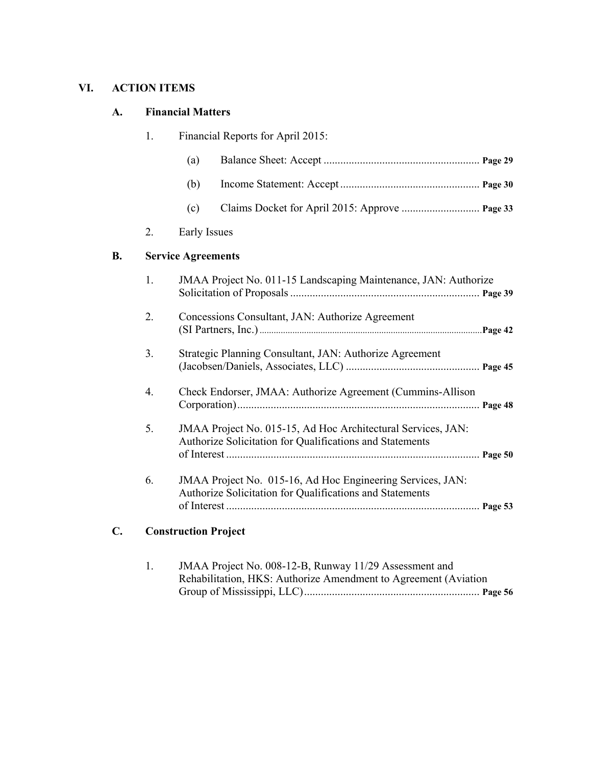## VI. ACTION ITEMS

### A. Financial Matters

1. Financial Reports for April 2015:

   (a) Balance Sheet: Accept ........................................................ **Page 29**

   (b) Income Statement: Accept .................................................. **Page 30**

   (c) Claims Docket for April 2015: Approve ............................ **Page 33**

2. Early Issues

### B. Service Agreements

1. JMAA Project No. 011-15 Landscaping Maintenance, JAN: Authorize Solicitation of Proposals .................................................................... **Page 39**

2. Concessions Consultant, JAN: Authorize Agreement (SI Partners, Inc.) ............................................................................................... **Page 42**

3. Strategic Planning Consultant, JAN: Authorize Agreement (Jacobsen/Daniels, Associates, LLC) ................................................ **Page 45**

4. Check Endorser, JMAA: Authorize Agreement (Cummins-Allison Corporation) ....................................................................................... **Page 48**

5. JMAA Project No. 015-15, Ad Hoc Architectural Services, JAN: Authorize Solicitation for Qualifications and Statements of Interest ........................................................................................... **Page 50**

6. JMAA Project No. 015-16, Ad Hoc Engineering Services, JAN: Authorize Solicitation for Qualifications and Statements of Interest ........................................................................................... **Page 53**

### C. Construction Project

1. JMAA Project No. 008-12-B, Runway 11/29 Assessment and Rehabilitation, HKS: Authorize Amendment to Agreement (Aviation Group of Mississippi, LLC) ............................................................... **Page 56**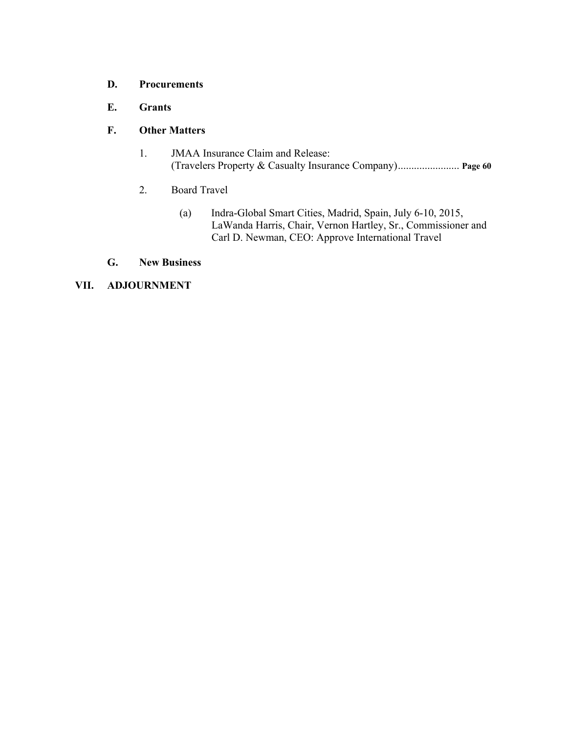**D. Procurements**

**E. Grants**

**F. Other Matters**

1. JMAA Insurance Claim and Release: (Travelers Property & Casualty Insurance Company)....................... **Page 60**

2. Board Travel

   (a) Indra-Global Smart Cities, Madrid, Spain, July 6-10, 2015, LaWanda Harris, Chair, Vernon Hartley, Sr., Commissioner and Carl D. Newman, CEO: Approve International Travel

**G. New Business**

**VII. ADJOURNMENT**